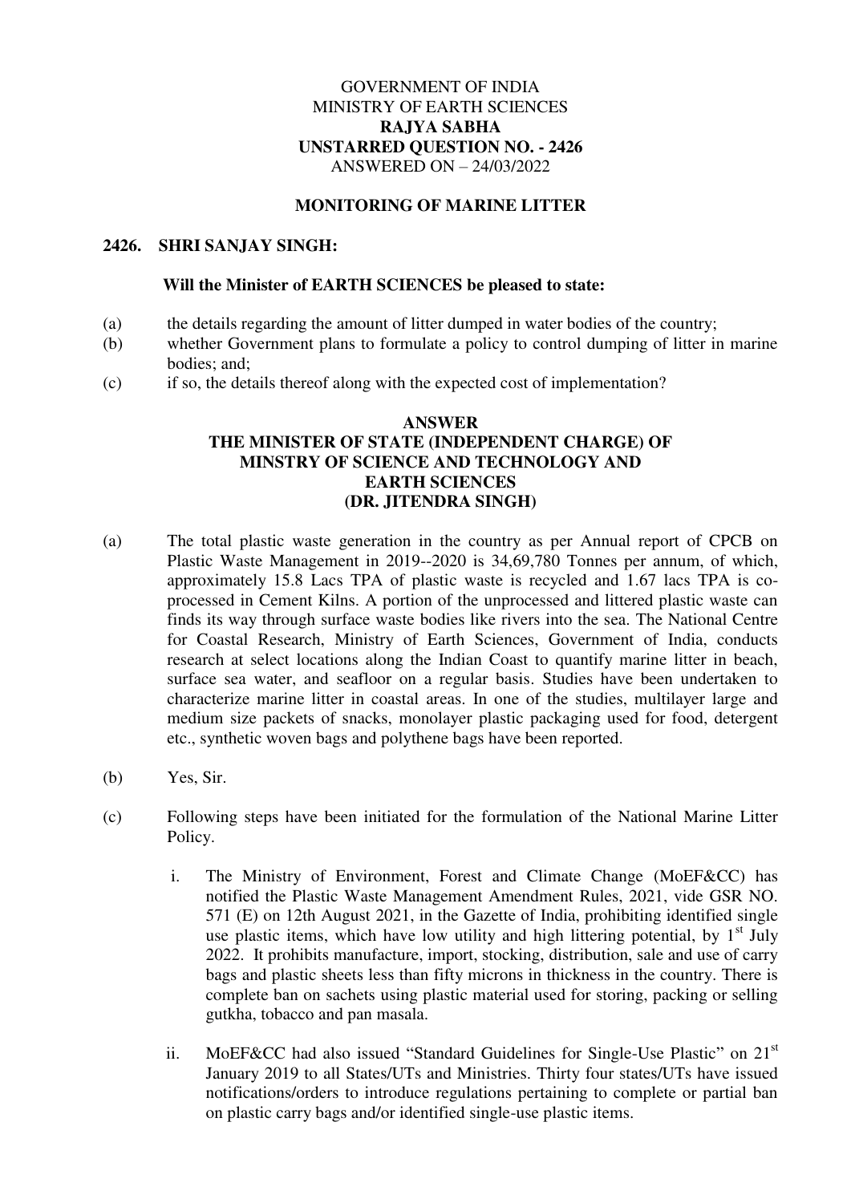GOVERNMENT OF INDIA
MINISTRY OF EARTH SCIENCES
**RAJYA SABHA**
**UNSTARRED QUESTION NO. - 2426**
ANSWERED ON – 24/03/2022

**MONITORING OF MARINE LITTER**

**2426. SHRI SANJAY SINGH:**

**Will the Minister of EARTH SCIENCES be pleased to state:**

(a) the details regarding the amount of litter dumped in water bodies of the country;
(b) whether Government plans to formulate a policy to control dumping of litter in marine bodies; and;
(c) if so, the details thereof along with the expected cost of implementation?

**ANSWER**
**THE MINISTER OF STATE (INDEPENDENT CHARGE) OF MINSTRY OF SCIENCE AND TECHNOLOGY AND EARTH SCIENCES (DR. JITENDRA SINGH)**

(a) The total plastic waste generation in the country as per Annual report of CPCB on Plastic Waste Management in 2019--2020 is 34,69,780 Tonnes per annum, of which, approximately 15.8 Lacs TPA of plastic waste is recycled and 1.67 lacs TPA is co-processed in Cement Kilns. A portion of the unprocessed and littered plastic waste can finds its way through surface waste bodies like rivers into the sea. The National Centre for Coastal Research, Ministry of Earth Sciences, Government of India, conducts research at select locations along the Indian Coast to quantify marine litter in beach, surface sea water, and seafloor on a regular basis. Studies have been undertaken to characterize marine litter in coastal areas. In one of the studies, multilayer large and medium size packets of snacks, monolayer plastic packaging used for food, detergent etc., synthetic woven bags and polythene bags have been reported.

(b) Yes, Sir.

(c) Following steps have been initiated for the formulation of the National Marine Litter Policy.

i. The Ministry of Environment, Forest and Climate Change (MoEF&CC) has notified the Plastic Waste Management Amendment Rules, 2021, vide GSR NO. 571 (E) on 12th August 2021, in the Gazette of India, prohibiting identified single use plastic items, which have low utility and high littering potential, by 1st July 2022. It prohibits manufacture, import, stocking, distribution, sale and use of carry bags and plastic sheets less than fifty microns in thickness in the country. There is complete ban on sachets using plastic material used for storing, packing or selling gutkha, tobacco and pan masala.

ii. MoEF&CC had also issued "Standard Guidelines for Single-Use Plastic" on 21st January 2019 to all States/UTs and Ministries. Thirty four states/UTs have issued notifications/orders to introduce regulations pertaining to complete or partial ban on plastic carry bags and/or identified single-use plastic items.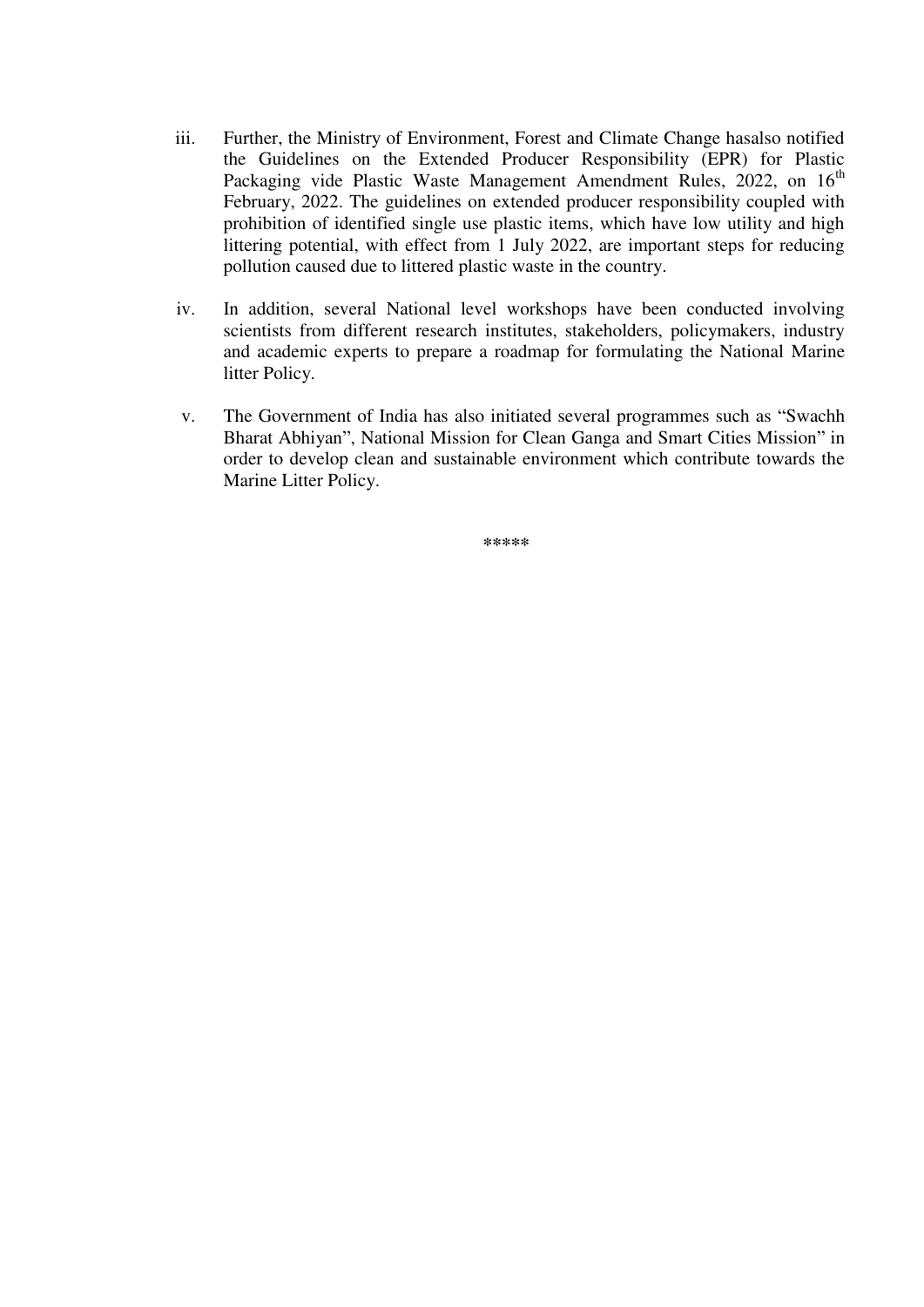iii. Further, the Ministry of Environment, Forest and Climate Change hasalso notified the Guidelines on the Extended Producer Responsibility (EPR) for Plastic Packaging vide Plastic Waste Management Amendment Rules, 2022, on 16th February, 2022. The guidelines on extended producer responsibility coupled with prohibition of identified single use plastic items, which have low utility and high littering potential, with effect from 1 July 2022, are important steps for reducing pollution caused due to littered plastic waste in the country.

iv. In addition, several National level workshops have been conducted involving scientists from different research institutes, stakeholders, policymakers, industry and academic experts to prepare a roadmap for formulating the National Marine litter Policy.

v. The Government of India has also initiated several programmes such as "Swachh Bharat Abhiyan", National Mission for Clean Ganga and Smart Cities Mission" in order to develop clean and sustainable environment which contribute towards the Marine Litter Policy.

*****